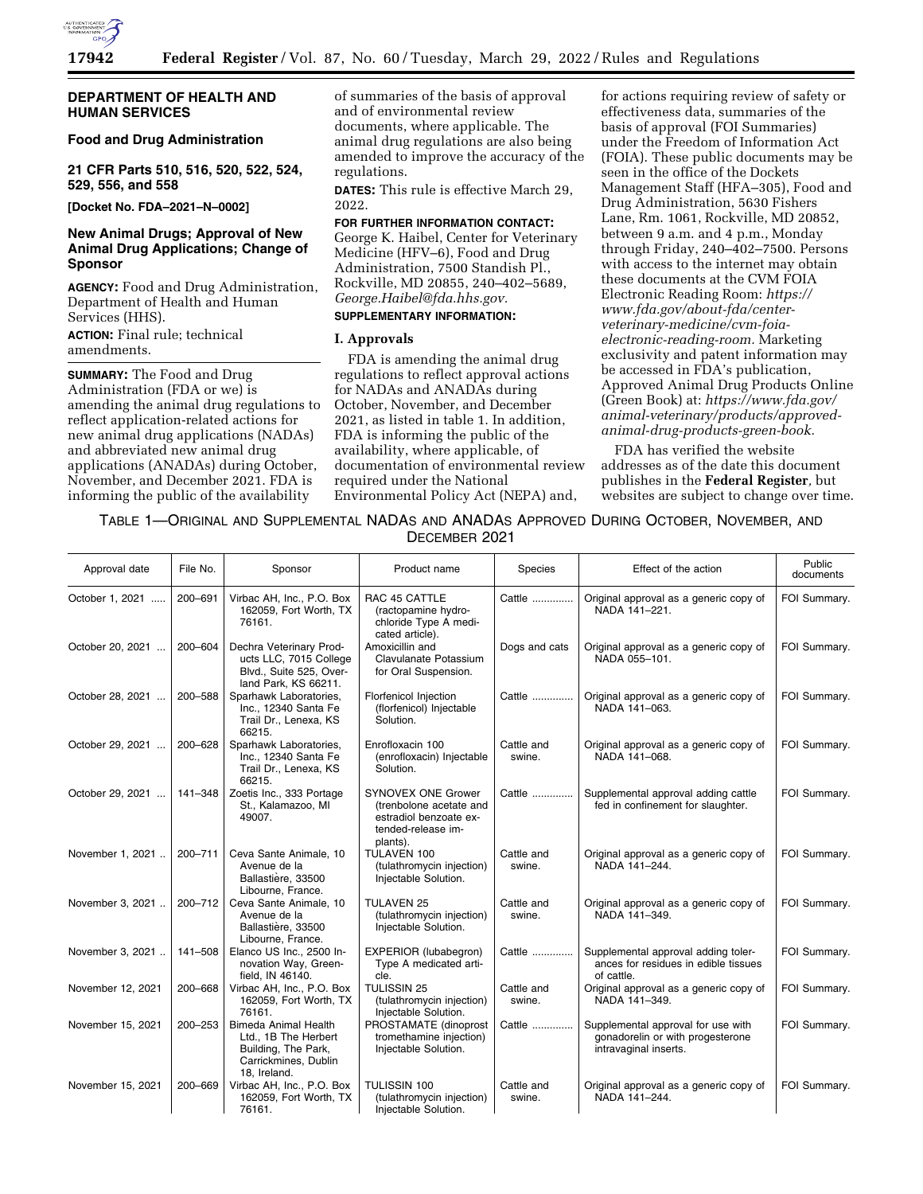**DEPARTMENT OF HEALTH AND HUMAN SERVICES**

**Food and Drug Administration**

**21 CFR Parts 510, 516, 520, 522, 524, 529, 556, and 558**

**[Docket No. FDA–2021–N–0002]**

## New Animal Drugs; Approval of New Animal Drug Applications; Change of Sponsor

**AGENCY:** Food and Drug Administration, Department of Health and Human Services (HHS).

**ACTION:** Final rule; technical amendments.

**SUMMARY:** The Food and Drug Administration (FDA or we) is amending the animal drug regulations to reflect application-related actions for new animal drug applications (NADAs) and abbreviated new animal drug applications (ANADAs) during October, November, and December 2021. FDA is informing the public of the availability of summaries of the basis of approval and of environmental review documents, where applicable. The animal drug regulations are also being amended to improve the accuracy of the regulations.

**DATES:** This rule is effective March 29, 2022.

**FOR FURTHER INFORMATION CONTACT:** George K. Haibel, Center for Veterinary Medicine (HFV–6), Food and Drug Administration, 7500 Standish Pl., Rockville, MD 20855, 240–402–5689, *George.Haibel@fda.hhs.gov.*

**SUPPLEMENTARY INFORMATION:**

### I. Approvals

FDA is amending the animal drug regulations to reflect approval actions for NADAs and ANADAs during October, November, and December 2021, as listed in table 1. In addition, FDA is informing the public of the availability, where applicable, of documentation of environmental review required under the National Environmental Policy Act (NEPA) and, for actions requiring review of safety or effectiveness data, summaries of the basis of approval (FOI Summaries) under the Freedom of Information Act (FOIA). These public documents may be seen in the office of the Dockets Management Staff (HFA–305), Food and Drug Administration, 5630 Fishers Lane, Rm. 1061, Rockville, MD 20852, between 9 a.m. and 4 p.m., Monday through Friday, 240–402–7500. Persons with access to the internet may obtain these documents at the CVM FOIA Electronic Reading Room: *https://www.fda.gov/about-fda/center-veterinary-medicine/cvm-foia-electronic-reading-room.* Marketing exclusivity and patent information may be accessed in FDA's publication, Approved Animal Drug Products Online (Green Book) at: *https://www.fda.gov/animal-veterinary/products/approved-animal-drug-products-green-book.*

FDA has verified the website addresses as of the date this document publishes in the **Federal Register**, but websites are subject to change over time.

TABLE 1—ORIGINAL AND SUPPLEMENTAL NADAS AND ANADAS APPROVED DURING OCTOBER, NOVEMBER, AND DECEMBER 2021

| Approval date | File No. | Sponsor | Product name | Species | Effect of the action | Public documents |
|---|---|---|---|---|---|---|
| October 1, 2021 | 200–691 | Virbac AH, Inc., P.O. Box 162059, Fort Worth, TX 76161. | RAC 45 CATTLE (ractopamine hydrochloride Type A medicated article). | Cattle | Original approval as a generic copy of NADA 141–221. | FOI Summary. |
| October 20, 2021 | 200–604 | Dechra Veterinary Products LLC, 7015 College Blvd., Suite 525, Overland Park, KS 66211. | Amoxicillin and Clavulanate Potassium for Oral Suspension. | Dogs and cats | Original approval as a generic copy of NADA 055–101. | FOI Summary. |
| October 28, 2021 | 200–588 | Sparhawk Laboratories, Inc., 12340 Santa Fe Trail Dr., Lenexa, KS 66215. | Florfenicol Injection (florfenicol) Injectable Solution. | Cattle | Original approval as a generic copy of NADA 141–063. | FOI Summary. |
| October 29, 2021 | 200–628 | Sparhawk Laboratories, Inc., 12340 Santa Fe Trail Dr., Lenexa, KS 66215. | Enrofloxacin 100 (enrofloxacin) Injectable Solution. | Cattle and swine. | Original approval as a generic copy of NADA 141–068. | FOI Summary. |
| October 29, 2021 | 141–348 | Zoetis Inc., 333 Portage St., Kalamazoo, MI 49007. | SYNOVEX ONE Grower (trenbolone acetate and estradiol benzoate extended-release implants). | Cattle | Supplemental approval adding cattle fed in confinement for slaughter. | FOI Summary. |
| November 1, 2021 | 200–711 | Ceva Sante Animale, 10 Avenue de la Ballastière, 33500 Libourne, France. | TULAVEN 100 (tulathromycin injection) Injectable Solution. | Cattle and swine. | Original approval as a generic copy of NADA 141–244. | FOI Summary. |
| November 3, 2021 | 200–712 | Ceva Sante Animale, 10 Avenue de la Ballastière, 33500 Libourne, France. | TULAVEN 25 (tulathromycin injection) Injectable Solution. | Cattle and swine. | Original approval as a generic copy of NADA 141–349. | FOI Summary. |
| November 3, 2021 | 141–508 | Elanco US Inc., 2500 Innovation Way, Greenfield, IN 46140. | EXPERIOR (lubabegron) Type A medicated article. | Cattle | Supplemental approval adding tolerances for residues in edible tissues of cattle. | FOI Summary. |
| November 12, 2021 | 200–668 | Virbac AH, Inc., P.O. Box 162059, Fort Worth, TX 76161. | TULISSIN 25 (tulathromycin injection) Injectable Solution. | Cattle and swine. | Original approval as a generic copy of NADA 141–349. | FOI Summary. |
| November 15, 2021 | 200–253 | Bimeda Animal Health Ltd., 1B The Herbert Building, The Park, Carrickmines, Dublin 18, Ireland. | PROSTAMATE (dinoprost tromethamine injection) Injectable Solution. | Cattle | Supplemental approval for use with gonadorelin or with progesterone intravaginal inserts. | FOI Summary. |
| November 15, 2021 | 200–669 | Virbac AH, Inc., P.O. Box 162059, Fort Worth, TX 76161. | TULISSIN 100 (tulathromycin injection) Injectable Solution. | Cattle and swine. | Original approval as a generic copy of NADA 141–244. | FOI Summary. |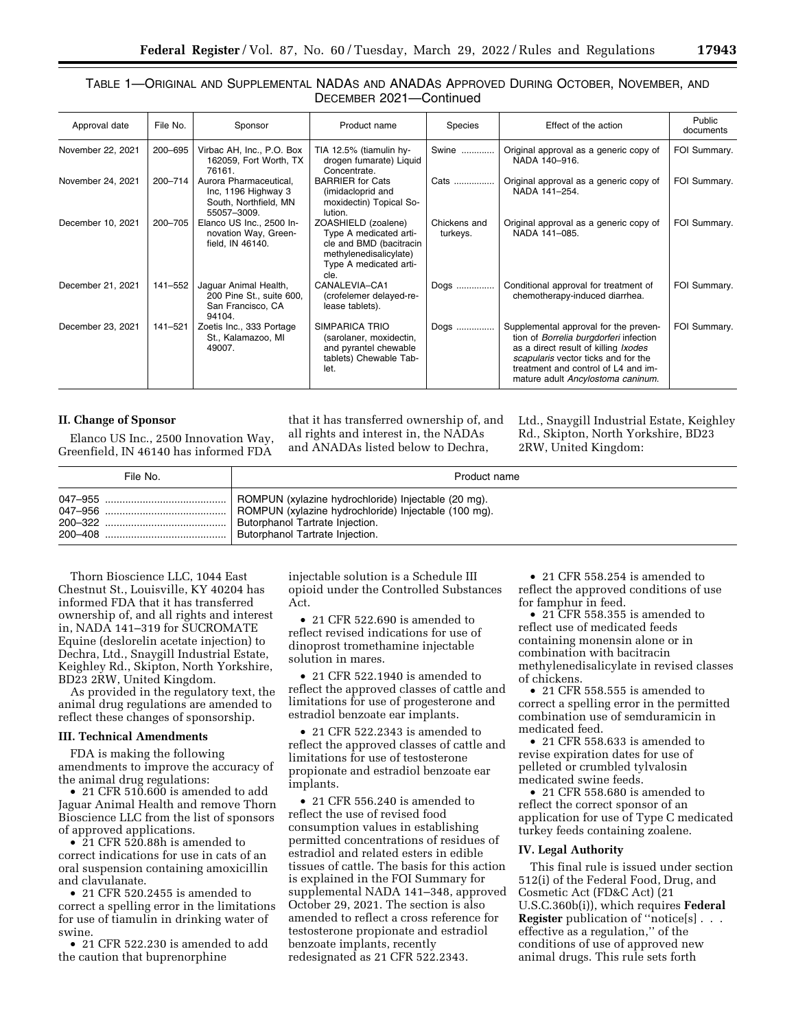TABLE 1—ORIGINAL AND SUPPLEMENTAL NADAS AND ANADAS APPROVED DURING OCTOBER, NOVEMBER, AND DECEMBER 2021—Continued

| Approval date | File No. | Sponsor | Product name | Species | Effect of the action | Public documents |
|---|---|---|---|---|---|---|
| November 22, 2021 | 200–695 | Virbac AH, Inc., P.O. Box 162059, Fort Worth, TX 76161. | TIA 12.5% (tiamulin hydrogen fumarate) Liquid Concentrate. | Swine | Original approval as a generic copy of NADA 140–916. | FOI Summary. |
| November 24, 2021 | 200–714 | Aurora Pharmaceutical, Inc, 1196 Highway 3 South, Northfield, MN 55057–3009. | BARRIER for Cats (imidacloprid and moxidectin) Topical Solution. | Cats | Original approval as a generic copy of NADA 141–254. | FOI Summary. |
| December 10, 2021 | 200–705 | Elanco US Inc., 2500 Innovation Way, Greenfield, IN 46140. | ZOASHIELD (zoalene) Type A medicated article and BMD (bacitracin methylenedisalicylate) Type A medicated article. | Chickens and turkeys. | Original approval as a generic copy of NADA 141–085. | FOI Summary. |
| December 21, 2021 | 141–552 | Jaguar Animal Health, 200 Pine St., suite 600, San Francisco, CA 94104. | CANALEVIA–CA1 (crofelemer delayed-release tablets). | Dogs | Conditional approval for treatment of chemotherapy-induced diarrhea. | FOI Summary. |
| December 23, 2021 | 141–521 | Zoetis Inc., 333 Portage St., Kalamazoo, MI 49007. | SIMPARICA TRIO (sarolaner, moxidectin, and pyrantel chewable tablets) Chewable Tablet. | Dogs | Supplemental approval for the prevention of *Borrelia burgdorferi* infection as a direct result of killing *Ixodes scapularis* vector ticks and for the treatment and control of L4 and immature adult *Ancylostoma caninum*. | FOI Summary. |

## II. Change of Sponsor

Elanco US Inc., 2500 Innovation Way, Greenfield, IN 46140 has informed FDA that it has transferred ownership of, and all rights and interest in, the NADAs and ANADAs listed below to Dechra, Ltd., Snaygill Industrial Estate, Keighley Rd., Skipton, North Yorkshire, BD23 2RW, United Kingdom:

| File No. | Product name |
|---|---|
| 047–955 | ROMPUN (xylazine hydrochloride) Injectable (20 mg). |
| 047–956 | ROMPUN (xylazine hydrochloride) Injectable (100 mg). |
| 200–322 | Butorphanol Tartrate Injection. |
| 200–408 | Butorphanol Tartrate Injection. |

Thorn Bioscience LLC, 1044 East Chestnut St., Louisville, KY 40204 has informed FDA that it has transferred ownership of, and all rights and interest in, NADA 141–319 for SUCROMATE Equine (deslorelin acetate injection) to Dechra, Ltd., Snaygill Industrial Estate, Keighley Rd., Skipton, North Yorkshire, BD23 2RW, United Kingdom.

As provided in the regulatory text, the animal drug regulations are amended to reflect these changes of sponsorship.

## III. Technical Amendments

FDA is making the following amendments to improve the accuracy of the animal drug regulations:

- 21 CFR 510.600 is amended to add Jaguar Animal Health and remove Thorn Bioscience LLC from the list of sponsors of approved applications.
- 21 CFR 520.88h is amended to correct indications for use in cats of an oral suspension containing amoxicillin and clavulanate.
- 21 CFR 520.2455 is amended to correct a spelling error in the limitations for use of tiamulin in drinking water of swine.
- 21 CFR 522.230 is amended to add the caution that buprenorphine injectable solution is a Schedule III opioid under the Controlled Substances Act.
- 21 CFR 522.690 is amended to reflect revised indications for use of dinoprost tromethamine injectable solution in mares.
- 21 CFR 522.1940 is amended to reflect the approved classes of cattle and limitations for use of progesterone and estradiol benzoate ear implants.
- 21 CFR 522.2343 is amended to reflect the approved classes of cattle and limitations for use of testosterone propionate and estradiol benzoate ear implants.
- 21 CFR 556.240 is amended to reflect the use of revised food consumption values in establishing permitted concentrations of residues of estradiol and related esters in edible tissues of cattle. The basis for this action is explained in the FOI Summary for supplemental NADA 141–348, approved October 29, 2021. The section is also amended to reflect a cross reference for testosterone propionate and estradiol benzoate implants, recently redesignated as 21 CFR 522.2343.
- 21 CFR 558.254 is amended to reflect the approved conditions of use for famphur in feed.
- 21 CFR 558.355 is amended to reflect use of medicated feeds containing monensin alone or in combination with bacitracin methylenedisalicylate in revised classes of chickens.
- 21 CFR 558.555 is amended to correct a spelling error in the permitted combination use of semduramicin in medicated feed.
- 21 CFR 558.633 is amended to revise expiration dates for use of pelleted or crumbled tylvalosin medicated swine feeds.
- 21 CFR 558.680 is amended to reflect the correct sponsor of an application for use of Type C medicated turkey feeds containing zoalene.

## IV. Legal Authority

This final rule is issued under section 512(i) of the Federal Food, Drug, and Cosmetic Act (FD&C Act) (21 U.S.C.360b(i)), which requires **Federal Register** publication of ''notice[s] . . . effective as a regulation,'' of the conditions of use of approved new animal drugs. This rule sets forth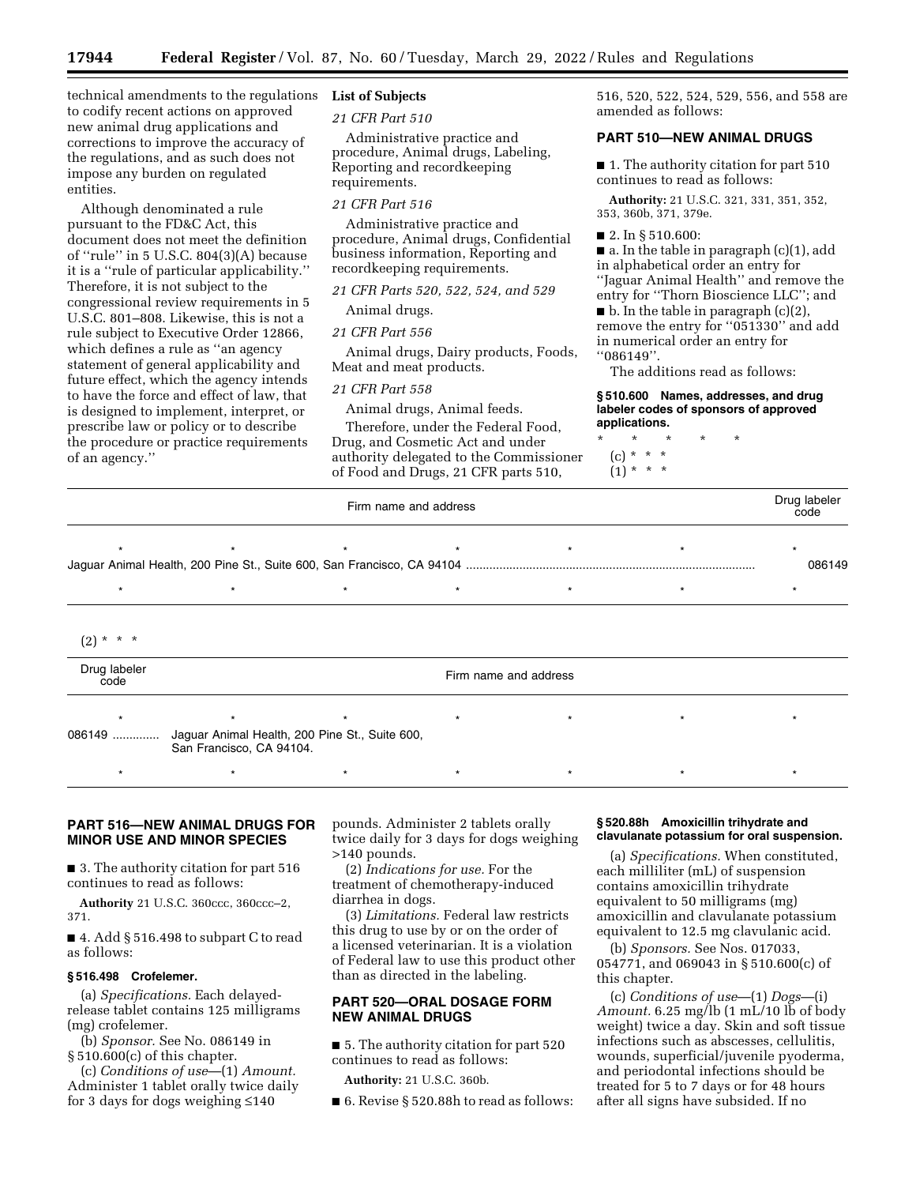technical amendments to the regulations to codify recent actions on approved new animal drug applications and corrections to improve the accuracy of the regulations, and as such does not impose any burden on regulated entities.

Although denominated a rule pursuant to the FD&C Act, this document does not meet the definition of ''rule'' in 5 U.S.C. 804(3)(A) because it is a ''rule of particular applicability.'' Therefore, it is not subject to the congressional review requirements in 5 U.S.C. 801–808. Likewise, this is not a rule subject to Executive Order 12866, which defines a rule as ''an agency statement of general applicability and future effect, which the agency intends to have the force and effect of law, that is designed to implement, interpret, or prescribe law or policy or to describe the procedure or practice requirements of an agency.''

**List of Subjects**

*21 CFR Part 510*

Administrative practice and procedure, Animal drugs, Labeling, Reporting and recordkeeping requirements.

*21 CFR Part 516*

Administrative practice and procedure, Animal drugs, Confidential business information, Reporting and recordkeeping requirements.

*21 CFR Parts 520, 522, 524, and 529*

Animal drugs.

*21 CFR Part 556*

Animal drugs, Dairy products, Foods, Meat and meat products.

*21 CFR Part 558*

Animal drugs, Animal feeds.

Therefore, under the Federal Food, Drug, and Cosmetic Act and under authority delegated to the Commissioner of Food and Drugs, 21 CFR parts 510, 516, 520, 522, 524, 529, 556, and 558 are amended as follows:

## PART 510—NEW ANIMAL DRUGS

■ 1. The authority citation for part 510 continues to read as follows:

**Authority:** 21 U.S.C. 321, 331, 351, 352, 353, 360b, 371, 379e.

■ 2. In § 510.600:

■ a. In the table in paragraph (c)(1), add in alphabetical order an entry for ''Jaguar Animal Health'' and remove the entry for ''Thorn Bioscience LLC''; and

■ b. In the table in paragraph (c)(2), remove the entry for ''051330'' and add in numerical order an entry for ''086149''.

The additions read as follows:

**§ 510.600 Names, addresses, and drug labeler codes of sponsors of approved applications.**

\* \* \* \* \*

(c) \* \* \*

(1) \* \* \*

| Firm name and address | Drug labeler code |
|---|---|
| \* \* \* \* \* \* | \* |
| Jaguar Animal Health, 200 Pine St., Suite 600, San Francisco, CA 94104 | 086149 |
| \* \* \* \* \* \* | \* |

(2) \* \* \*

| Drug labeler code | Firm name and address |
|---|---|
| \* | \* \* \* \* \* \* |
| 086149 | Jaguar Animal Health, 200 Pine St., Suite 600, San Francisco, CA 94104. |
| \* | \* \* \* \* \* \* |

## PART 516—NEW ANIMAL DRUGS FOR MINOR USE AND MINOR SPECIES

■ 3. The authority citation for part 516 continues to read as follows:

**Authority** 21 U.S.C. 360ccc, 360ccc–2, 371.

■ 4. Add § 516.498 to subpart C to read as follows:

**§ 516.498 Crofelemer.**

(a) *Specifications.* Each delayed-release tablet contains 125 milligrams (mg) crofelemer.

(b) *Sponsor.* See No. 086149 in § 510.600(c) of this chapter.

(c) *Conditions of use*—(1) *Amount.* Administer 1 tablet orally twice daily for 3 days for dogs weighing ≤140 pounds. Administer 2 tablets orally twice daily for 3 days for dogs weighing >140 pounds.

(2) *Indications for use.* For the treatment of chemotherapy-induced diarrhea in dogs.

(3) *Limitations.* Federal law restricts this drug to use by or on the order of a licensed veterinarian. It is a violation of Federal law to use this product other than as directed in the labeling.

## PART 520—ORAL DOSAGE FORM NEW ANIMAL DRUGS

■ 5. The authority citation for part 520 continues to read as follows:

**Authority:** 21 U.S.C. 360b.

■ 6. Revise § 520.88h to read as follows:

**§ 520.88h Amoxicillin trihydrate and clavulanate potassium for oral suspension.**

(a) *Specifications.* When constituted, each milliliter (mL) of suspension contains amoxicillin trihydrate equivalent to 50 milligrams (mg) amoxicillin and clavulanate potassium equivalent to 12.5 mg clavulanic acid.

(b) *Sponsors.* See Nos. 017033, 054771, and 069043 in § 510.600(c) of this chapter.

(c) *Conditions of use*—(1) *Dogs*—(i) *Amount.* 6.25 mg/lb (1 mL/10 lb of body weight) twice a day. Skin and soft tissue infections such as abscesses, cellulitis, wounds, superficial/juvenile pyoderma, and periodontal infections should be treated for 5 to 7 days or for 48 hours after all signs have subsided. If no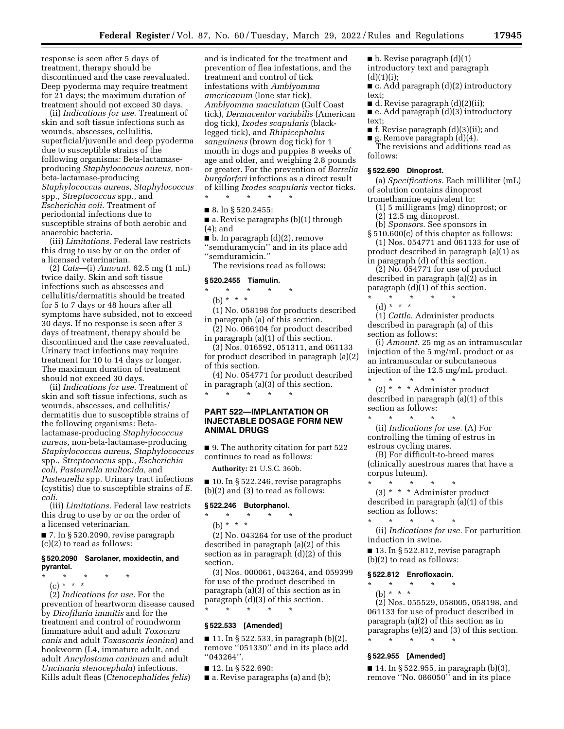response is seen after 5 days of treatment, therapy should be discontinued and the case reevaluated. Deep pyoderma may require treatment for 21 days; the maximum duration of treatment should not exceed 30 days.

(ii) *Indications for use.* Treatment of skin and soft tissue infections such as wounds, abscesses, cellulitis, superficial/juvenile and deep pyoderma due to susceptible strains of the following organisms: Beta-lactamase-producing *Staphylococcus aureus,* non-beta-lactamase-producing *Staphylococcus aureus, Staphylococcus* spp., *Streptococcus* spp., and *Escherichia coli.* Treatment of periodontal infections due to susceptible strains of both aerobic and anaerobic bacteria.

(iii) *Limitations.* Federal law restricts this drug to use by or on the order of a licensed veterinarian.

(2) *Cats*—(i) *Amount.* 62.5 mg (1 mL) twice daily. Skin and soft tissue infections such as abscesses and cellulitis/dermatitis should be treated for 5 to 7 days or 48 hours after all symptoms have subsided, not to exceed 30 days. If no response is seen after 3 days of treatment, therapy should be discontinued and the case reevaluated. Urinary tract infections may require treatment for 10 to 14 days or longer. The maximum duration of treatment should not exceed 30 days.

(ii) *Indications for use.* Treatment of skin and soft tissue infections, such as wounds, abscesses, and cellulitis/dermatitis due to susceptible strains of the following organisms: Beta-lactamase-producing *Staphylococcus aureus,* non-beta-lactamase-producing *Staphylococcus aureus, Staphylococcus* spp., *Streptococcus* spp., *Escherichia coli, Pasteurella multocida,* and *Pasteurella* spp. Urinary tract infections (cystitis) due to susceptible strains of *E. coli.*

(iii) *Limitations.* Federal law restricts this drug to use by or on the order of a licensed veterinarian.

■ 7. In § 520.2090, revise paragraph (c)(2) to read as follows:

**§ 520.2090 Sarolaner, moxidectin, and pyrantel.**

\* \* \* \* \*

(c) \* \* \*

(2) *Indications for use.* For the prevention of heartworm disease caused by *Dirofilaria immitis* and for the treatment and control of roundworm (immature adult and adult *Toxocara canis* and adult *Toxascaris leonina*) and hookworm (L4, immature adult, and adult *Ancylostoma caninum* and adult *Uncinaria stenocephala*) infections. Kills adult fleas (*Ctenocephalides felis*) and is indicated for the treatment and prevention of flea infestations, and the treatment and control of tick infestations with *Amblyomma americanum* (lone star tick), *Amblyomma maculatum* (Gulf Coast tick), *Dermacentor variabilis* (American dog tick), *Ixodes scapularis* (black-legged tick), and *Rhipicephalus sanguineus* (brown dog tick) for 1 month in dogs and puppies 8 weeks of age and older, and weighing 2.8 pounds or greater. For the prevention of *Borrelia burgdorferi* infections as a direct result of killing *Ixodes scapularis* vector ticks.

\* \* \* \* \*

■ 8. In § 520.2455:

■ a. Revise paragraphs (b)(1) through (4); and

■ b. In paragraph (d)(2), remove ''semduramycin'' and in its place add ''semduramicin.''

The revisions read as follows:

**§ 520.2455 Tiamulin.**

\* \* \* \* \*

(b) \* \* \*

(1) No. 058198 for products described in paragraph (a) of this section.

(2) No. 066104 for product described in paragraph (a)(1) of this section.

(3) Nos. 016592, 051311, and 061133 for product described in paragraph (a)(2) of this section.

(4) No. 054771 for product described in paragraph (a)(3) of this section.

\* \* \* \* \*

## PART 522—IMPLANTATION OR INJECTABLE DOSAGE FORM NEW ANIMAL DRUGS

■ 9. The authority citation for part 522 continues to read as follows:

**Authority:** 21 U.S.C. 360b.

■ 10. In § 522.246, revise paragraphs (b)(2) and (3) to read as follows:

**§ 522.246 Butorphanol.**

\* \* \* \* \*

(b) \* \* \*

(2) No. 043264 for use of the product described in paragraph (a)(2) of this section as in paragraph (d)(2) of this section.

(3) Nos. 000061, 043264, and 059399 for use of the product described in paragraph (a)(3) of this section as in paragraph (d)(3) of this section.

\* \* \* \* \*

**§ 522.533 [Amended]**

■ 11. In § 522.533, in paragraph (b)(2), remove ''051330'' and in its place add ''043264''.

■ 12. In § 522.690:

■ a. Revise paragraphs (a) and (b);

■ b. Revise paragraph (d)(1) introductory text and paragraph (d)(1)(i);

■ c. Add paragraph (d)(2) introductory text;

■ d. Revise paragraph (d)(2)(ii);

■ e. Add paragraph (d)(3) introductory text;

■ f. Revise paragraph (d)(3)(ii); and

■ g. Remove paragraph (d)(4).

The revisions and additions read as follows:

**§ 522.690 Dinoprost.**

(a) *Specifications.* Each milliliter (mL) of solution contains dinoprost tromethamine equivalent to:

(1) 5 milligrams (mg) dinoprost; or

(2) 12.5 mg dinoprost.

(b) *Sponsors.* See sponsors in § 510.600(c) of this chapter as follows:

(1) Nos. 054771 and 061133 for use of product described in paragraph (a)(1) as in paragraph (d) of this section.

(2) No. 054771 for use of product described in paragraph (a)(2) as in paragraph (d)(1) of this section.

\* \* \* \* \*

(d) \* \* \*

(1) *Cattle.* Administer products described in paragraph (a) of this section as follows:

(i) *Amount.* 25 mg as an intramuscular injection of the 5 mg/mL product or as an intramuscular or subcutaneous injection of the 12.5 mg/mL product.

\* \* \* \* \*

(2) \* \* \* Administer product described in paragraph (a)(1) of this section as follows:

\* \* \* \* \*

(ii) *Indications for use.* (A) For controlling the timing of estrus in estrous cycling mares.

(B) For difficult-to-breed mares (clinically anestrous mares that have a corpus luteum).

\* \* \* \* \*

(3) \* \* \* Administer product described in paragraph (a)(1) of this section as follows:

\* \* \* \* \*

(ii) *Indications for use.* For parturition induction in swine.

■ 13. In § 522.812, revise paragraph (b)(2) to read as follows:

**§ 522.812 Enrofloxacin.**

\* \* \* \* \*

(b) \* \* \*

(2) Nos. 055529, 058005, 058198, and 061133 for use of product described in paragraph (a)(2) of this section as in paragraphs (e)(2) and (3) of this section.

\* \* \* \* \*

**§ 522.955 [Amended]**

■ 14. In § 522.955, in paragraph (b)(3), remove ''No. 086050'' and in its place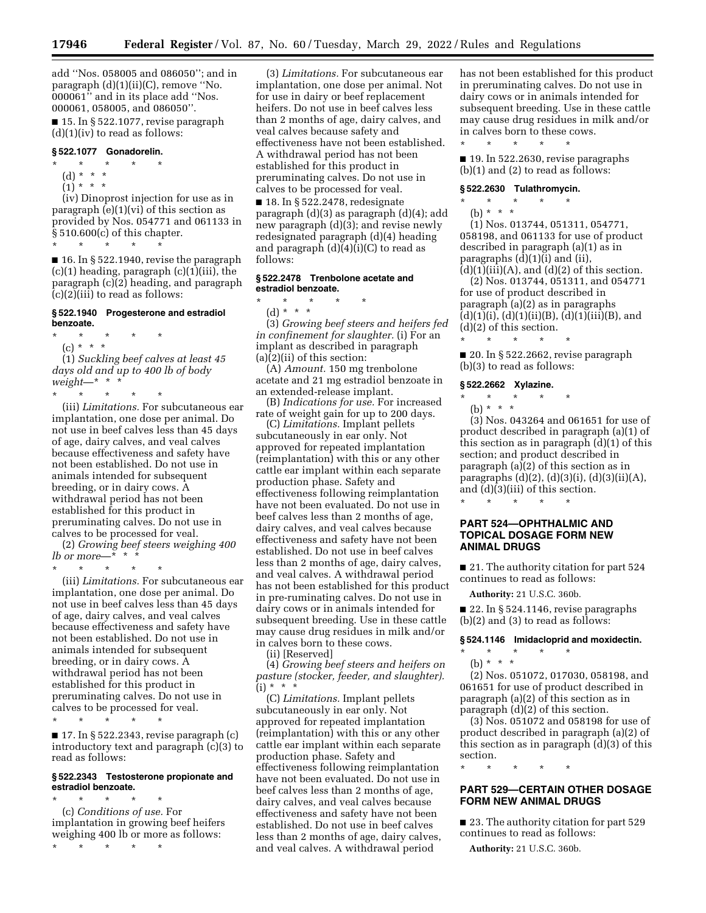add ''Nos. 058005 and 086050''; and in paragraph (d)(1)(ii)(C), remove ''No. 000061'' and in its place add ''Nos. 000061, 058005, and 086050''.

■ 15. In § 522.1077, revise paragraph (d)(1)(iv) to read as follows:

### § 522.1077 Gonadorelin.

\* \* \* \* \*

(d) \* \* \*

(1) \* \* \*

(iv) Dinoprost injection for use as in paragraph (e)(1)(vi) of this section as provided by Nos. 054771 and 061133 in § 510.600(c) of this chapter.

\* \* \* \* \*

■ 16. In § 522.1940, revise the paragraph (c)(1) heading, paragraph (c)(1)(iii), the paragraph (c)(2) heading, and paragraph (c)(2)(iii) to read as follows:

### § 522.1940 Progesterone and estradiol benzoate.

\* \* \* \* \*

(c) \* \* \*

(1) *Suckling beef calves at least 45 days old and up to 400 lb of body weight*—\* \* \*

\* \* \* \* \*

(iii) *Limitations.* For subcutaneous ear implantation, one dose per animal. Do not use in beef calves less than 45 days of age, dairy calves, and veal calves because effectiveness and safety have not been established. Do not use in animals intended for subsequent breeding, or in dairy cows. A withdrawal period has not been established for this product in preruminating calves. Do not use in calves to be processed for veal.

(2) *Growing beef steers weighing 400 lb or more*—\* \* \*

\* \* \* \* \*

(iii) *Limitations.* For subcutaneous ear implantation, one dose per animal. Do not use in beef calves less than 45 days of age, dairy calves, and veal calves because effectiveness and safety have not been established. Do not use in animals intended for subsequent breeding, or in dairy cows. A withdrawal period has not been established for this product in preruminating calves. Do not use in calves to be processed for veal.

\* \* \* \* \*

■ 17. In § 522.2343, revise paragraph (c) introductory text and paragraph (c)(3) to read as follows:

### § 522.2343 Testosterone propionate and estradiol benzoate.

\* \* \* \* \*

(c) *Conditions of use.* For implantation in growing beef heifers weighing 400 lb or more as follows:

\* \* \* \* \*

(3) *Limitations.* For subcutaneous ear implantation, one dose per animal. Not for use in dairy or beef replacement heifers. Do not use in beef calves less than 2 months of age, dairy calves, and veal calves because safety and effectiveness have not been established. A withdrawal period has not been established for this product in preruminating calves. Do not use in calves to be processed for veal.

■ 18. In § 522.2478, redesignate paragraph (d)(3) as paragraph (d)(4); add new paragraph (d)(3); and revise newly redesignated paragraph (d)(4) heading and paragraph (d)(4)(i)(C) to read as follows:

### § 522.2478 Trenbolone acetate and estradiol benzoate.

\* \* \* \* \*

(d) \* \* \*

(3) *Growing beef steers and heifers fed in confinement for slaughter.* (i) For an implant as described in paragraph (a)(2)(ii) of this section:

(A) *Amount.* 150 mg trenbolone acetate and 21 mg estradiol benzoate in an extended-release implant.

(B) *Indications for use.* For increased rate of weight gain for up to 200 days.

(C) *Limitations.* Implant pellets subcutaneously in ear only. Not approved for repeated implantation (reimplantation) with this or any other cattle ear implant within each separate production phase. Safety and effectiveness following reimplantation have not been evaluated. Do not use in beef calves less than 2 months of age, dairy calves, and veal calves because effectiveness and safety have not been established. Do not use in beef calves less than 2 months of age, dairy calves, and veal calves. A withdrawal period has not been established for this product in pre-ruminating calves. Do not use in dairy cows or in animals intended for subsequent breeding. Use in these cattle may cause drug residues in milk and/or in calves born to these cows.

(ii) [Reserved]

(4) *Growing beef steers and heifers on pasture (stocker, feeder, and slaughter).* (i) \* \* \*

(C) *Limitations.* Implant pellets subcutaneously in ear only. Not approved for repeated implantation (reimplantation) with this or any other cattle ear implant within each separate production phase. Safety and effectiveness following reimplantation have not been evaluated. Do not use in beef calves less than 2 months of age, dairy calves, and veal calves because effectiveness and safety have not been established. Do not use in beef calves less than 2 months of age, dairy calves, and veal calves. A withdrawal period has not been established for this product in preruminating calves. Do not use in dairy cows or in animals intended for subsequent breeding. Use in these cattle may cause drug residues in milk and/or in calves born to these cows.

\* \* \* \* \*

■ 19. In 522.2630, revise paragraphs (b)(1) and (2) to read as follows:

### § 522.2630 Tulathromycin.

\* \* \* \* \*

(b) \* \* \*

(1) Nos. 013744, 051311, 054771, 058198, and 061133 for use of product described in paragraph (a)(1) as in paragraphs (d)(1)(i) and (ii), (d)(1)(iii)(A), and (d)(2) of this section.

(2) Nos. 013744, 051311, and 054771 for use of product described in paragraph (a)(2) as in paragraphs (d)(1)(i), (d)(1)(ii)(B), (d)(1)(iii)(B), and (d)(2) of this section.

\* \* \* \* \*

■ 20. In § 522.2662, revise paragraph (b)(3) to read as follows:

### § 522.2662 Xylazine.

\* \* \* \* \*

(b) \* \* \*

(3) Nos. 043264 and 061651 for use of product described in paragraph (a)(1) of this section as in paragraph (d)(1) of this section; and product described in paragraph (a)(2) of this section as in paragraphs (d)(2), (d)(3)(i), (d)(3)(ii)(A), and (d)(3)(iii) of this section.

\* \* \* \* \*

## PART 524—OPHTHALMIC AND TOPICAL DOSAGE FORM NEW ANIMAL DRUGS

■ 21. The authority citation for part 524 continues to read as follows:

**Authority:** 21 U.S.C. 360b.

■ 22. In § 524.1146, revise paragraphs (b)(2) and (3) to read as follows:

### § 524.1146 Imidacloprid and moxidectin.

\* \* \* \* \*

(b) \* \* \*

(2) Nos. 051072, 017030, 058198, and 061651 for use of product described in paragraph (a)(2) of this section as in paragraph (d)(2) of this section.

(3) Nos. 051072 and 058198 for use of product described in paragraph (a)(2) of this section as in paragraph (d)(3) of this section.

\* \* \* \* \*

## PART 529—CERTAIN OTHER DOSAGE FORM NEW ANIMAL DRUGS

■ 23. The authority citation for part 529 continues to read as follows:

**Authority:** 21 U.S.C. 360b.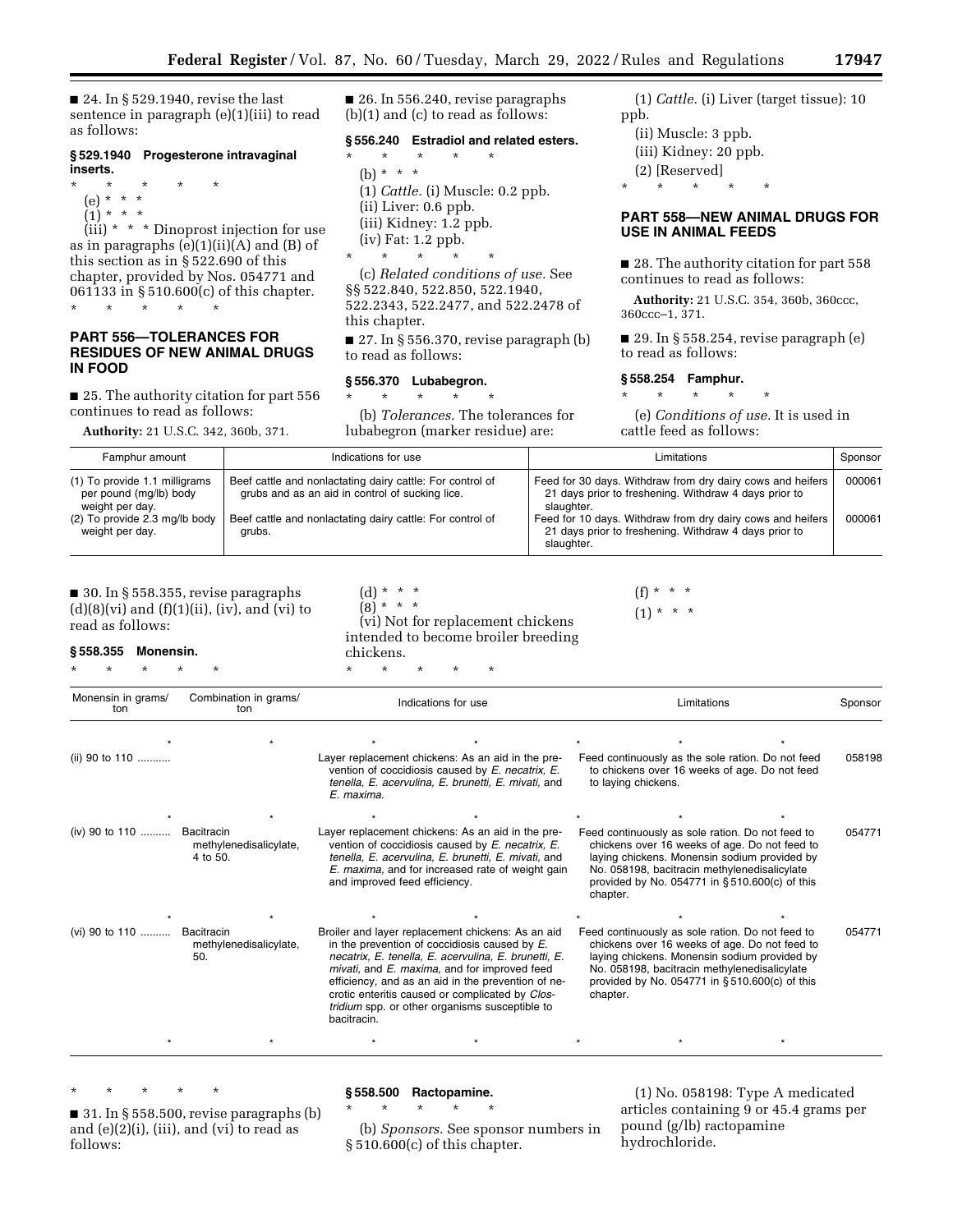■ 24. In § 529.1940, revise the last sentence in paragraph (e)(1)(iii) to read as follows:

**§ 529.1940 Progesterone intravaginal inserts.**

\* \* \* \* \*

(e) \* \* \*

(1) \* \* \*

(iii) \* \* \* Dinoprost injection for use as in paragraphs (e)(1)(ii)(A) and (B) of this section as in § 522.690 of this chapter, provided by Nos. 054771 and 061133 in § 510.600(c) of this chapter.

\* \* \* \* \*

## PART 556—TOLERANCES FOR RESIDUES OF NEW ANIMAL DRUGS IN FOOD

■ 25. The authority citation for part 556 continues to read as follows:

**Authority:** 21 U.S.C. 342, 360b, 371.

■ 26. In 556.240, revise paragraphs (b)(1) and (c) to read as follows:

**§ 556.240 Estradiol and related esters.**

\* \* \* \* \*

(b) \* \* \*

(1) *Cattle.* (i) Muscle: 0.2 ppb.

(ii) Liver: 0.6 ppb.

(iii) Kidney: 1.2 ppb.

(iv) Fat: 1.2 ppb.

\* \* \* \* \*

(c) *Related conditions of use.* See §§ 522.840, 522.850, 522.1940, 522.2343, 522.2477, and 522.2478 of this chapter.

■ 27. In § 556.370, revise paragraph (b) to read as follows:

**§ 556.370 Lubabegron.**

\* \* \* \* \*

(b) *Tolerances.* The tolerances for lubabegron (marker residue) are:

(1) *Cattle.* (i) Liver (target tissue): 10 ppb.

(ii) Muscle: 3 ppb.

(iii) Kidney: 20 ppb.

(2) [Reserved]

\* \* \* \* \*

## PART 558—NEW ANIMAL DRUGS FOR USE IN ANIMAL FEEDS

■ 28. The authority citation for part 558 continues to read as follows:

**Authority:** 21 U.S.C. 354, 360b, 360ccc, 360ccc–1, 371.

■ 29. In § 558.254, revise paragraph (e) to read as follows:

**§ 558.254 Famphur.**

\* \* \* \* \*

(e) *Conditions of use.* It is used in cattle feed as follows:

| Famphur amount | Indications for use | Limitations | Sponsor |
|---|---|---|---|
| (1) To provide 1.1 milligrams per pound (mg/lb) body weight per day. | Beef cattle and nonlactating dairy cattle: For control of grubs and as an aid in control of sucking lice. | Feed for 30 days. Withdraw from dry dairy cows and heifers 21 days prior to freshening. Withdraw 4 days prior to slaughter. | 000061 |
| (2) To provide 2.3 mg/lb body weight per day. | Beef cattle and nonlactating dairy cattle: For control of grubs. | Feed for 10 days. Withdraw from dry dairy cows and heifers 21 days prior to freshening. Withdraw 4 days prior to slaughter. | 000061 |

■ 30. In § 558.355, revise paragraphs (d)(8)(vi) and (f)(1)(ii), (iv), and (vi) to read as follows:

**§ 558.355 Monensin.**

\* \* \* \* \*

(d) \* \* \*

(8) \* \* \*

(vi) Not for replacement chickens intended to become broiler breeding chickens.

\* \* \* \* \*

(f) \* \* \*

(1) \* \* \*

| Monensin in grams/ton | Combination in grams/ton | Indications for use | Limitations | Sponsor |
|---|---|---|---|---|
| \* | \* | \* \* | \* \* \* | |
| (ii) 90 to 110 | | Layer replacement chickens: As an aid in the prevention of coccidiosis caused by *E. necatrix, E. tenella, E. acervulina, E. brunetti, E. mivati,* and *E. maxima*. | Feed continuously as the sole ration. Do not feed to chickens over 16 weeks of age. Do not feed to laying chickens. | 058198 |
| \* | \* | \* \* | \* \* \* | |
| (iv) 90 to 110 | Bacitracin methylenedisalicylate, 4 to 50. | Layer replacement chickens: As an aid in the prevention of coccidiosis caused by *E. necatrix, E. tenella, E. acervulina, E. brunetti, E. mivati,* and *E. maxima,* and for increased rate of weight gain and improved feed efficiency. | Feed continuously as sole ration. Do not feed to chickens over 16 weeks of age. Do not feed to laying chickens. Monensin sodium provided by No. 058198, bacitracin methylenedisalicylate provided by No. 054771 in § 510.600(c) of this chapter. | 054771 |
| \* | \* | \* \* | \* \* \* | |
| (vi) 90 to 110 | Bacitracin methylenedisalicylate, 50. | Broiler and layer replacement chickens: As an aid in the prevention of coccidiosis caused by *E. necatrix, E. tenella, E. acervulina, E. brunetti, E. mivati,* and *E. maxima,* for improved feed efficiency, and as an aid in the prevention of necrotic enteritis caused or complicated by *Clostridium* spp. or other organisms susceptible to bacitracin. | Feed continuously as sole ration. Do not feed to chickens over 16 weeks of age. Do not feed to laying chickens. Monensin sodium provided by No. 058198, bacitracin methylenedisalicylate provided by No. 054771 in § 510.600(c) of this chapter. | 054771 |
| \* | \* | \* \* | \* \* \* | |

\* \* \* \* \*

■ 31. In § 558.500, revise paragraphs (b) and (e)(2)(i), (iii), and (vi) to read as follows:

**§ 558.500 Ractopamine.**

\* \* \* \* \*

(b) *Sponsors.* See sponsor numbers in § 510.600(c) of this chapter.

(1) No. 058198: Type A medicated articles containing 9 or 45.4 grams per pound (g/lb) ractopamine hydrochloride.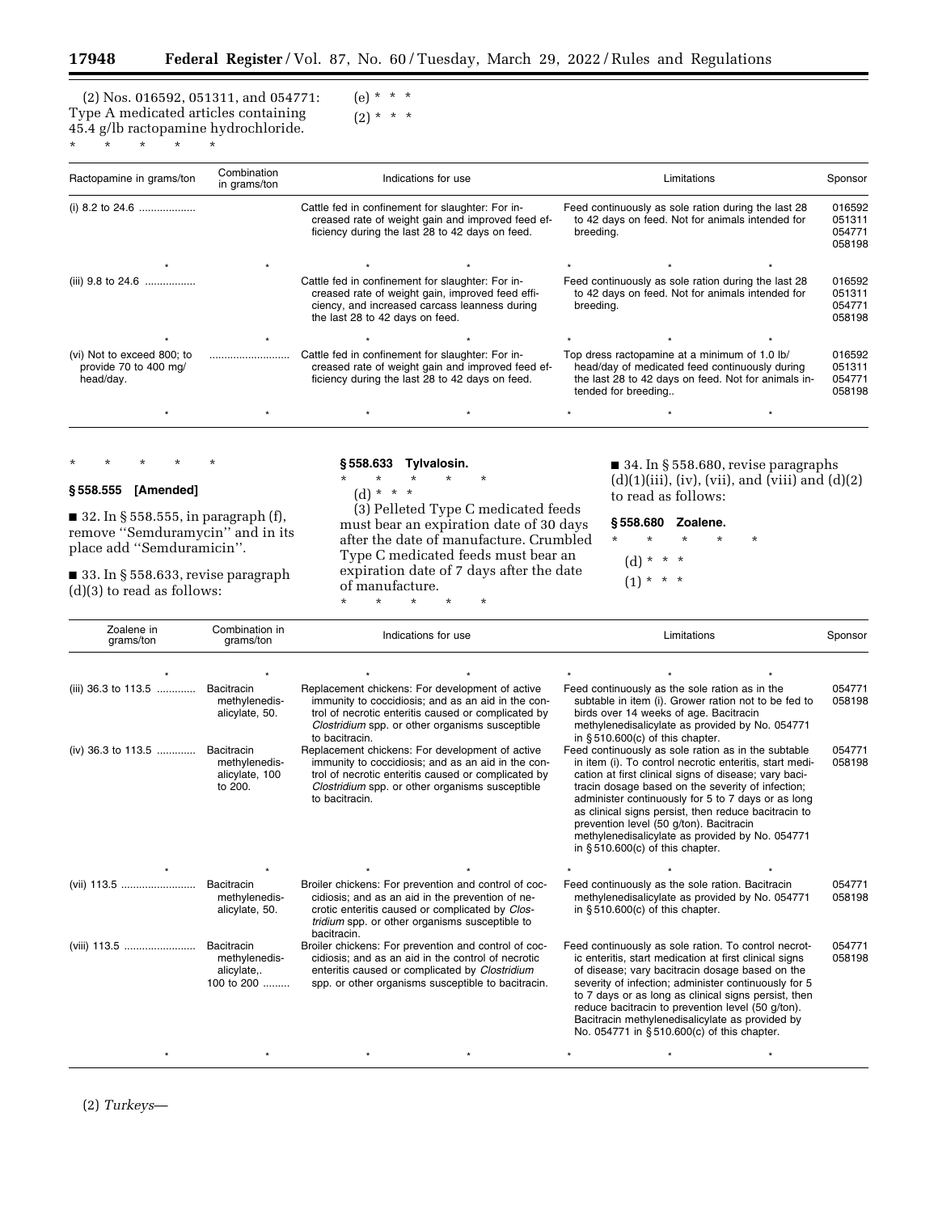(2) Nos. 016592, 051311, and 054771: Type A medicated articles containing 45.4 g/lb ractopamine hydrochloride.

\* \* \* \* \*

(e) \* \* \*

(2) \* \* \*

| Ractopamine in grams/ton | Combination in grams/ton | Indications for use | Limitations | Sponsor |
|---|---|---|---|---|
| (i) 8.2 to 24.6 | | Cattle fed in confinement for slaughter: For increased rate of weight gain and improved feed efficiency during the last 28 to 42 days on feed. | Feed continuously as sole ration during the last 28 to 42 days on feed. Not for animals intended for breeding. | 016592 051311 054771 058198 |
| \* | \* | \* \* | \* \* \* | |
| (iii) 9.8 to 24.6 | | Cattle fed in confinement for slaughter: For increased rate of weight gain, improved feed efficiency, and increased carcass leanness during the last 28 to 42 days on feed. | Feed continuously as sole ration during the last 28 to 42 days on feed. Not for animals intended for breeding. | 016592 051311 054771 058198 |
| \* | \* | \* \* | \* \* \* | |
| (vi) Not to exceed 800; to provide 70 to 400 mg/head/day. | | Cattle fed in confinement for slaughter: For increased rate of weight gain and improved feed efficiency during the last 28 to 42 days on feed. | Top dress ractopamine at a minimum of 1.0 lb/head/day of medicated feed continuously during the last 28 to 42 days on feed. Not for animals intended for breeding.. | 016592 051311 054771 058198 |
| \* | \* | \* \* | \* \* \* | |

\* \* \* \* \*

**§ 558.555 [Amended]**

■ 32. In § 558.555, in paragraph (f), remove "Semduramycin" and in its place add "Semduramicin".

■ 33. In § 558.633, revise paragraph (d)(3) to read as follows:

**§ 558.633 Tylvalosin.**

\* \* \* \* \*

(d) \* \* \*

(3) Pelleted Type C medicated feeds must bear an expiration date of 30 days after the date of manufacture. Crumbled Type C medicated feeds must bear an expiration date of 7 days after the date of manufacture.

\* \* \* \* \*

■ 34. In § 558.680, revise paragraphs (d)(1)(iii), (iv), (vii), and (viii) and (d)(2) to read as follows:

**§ 558.680 Zoalene.**

\* \* \* \* \*

(d) \* \* \*

(1) \* \* \*

| Zoalene in grams/ton | Combination in grams/ton | Indications for use | Limitations | Sponsor |
|---|---|---|---|---|
| \* | \* | \* \* | \* \* \* | |
| (iii) 36.3 to 113.5 | Bacitracin methylenedisalicylate, 50. | Replacement chickens: For development of active immunity to coccidiosis; and as an aid in the control of necrotic enteritis caused or complicated by *Clostridium* spp. or other organisms susceptible to bacitracin. | Feed continuously as the sole ration as in the subtable in item (i). Grower ration not to be fed to birds over 14 weeks of age. Bacitracin methylenedisalicylate as provided by No. 054771 in § 510.600(c) of this chapter. | 054771 058198 |
| (iv) 36.3 to 113.5 | Bacitracin methylenedisalicylate, 100 to 200. | Replacement chickens: For development of active immunity to coccidiosis; and as an aid in the control of necrotic enteritis caused or complicated by *Clostridium* spp. or other organisms susceptible to bacitracin. | Feed continuously as sole ration as in the subtable in item (i). To control necrotic enteritis, start medication at first clinical signs of disease; vary bacitracin dosage based on the severity of infection; administer continuously for 5 to 7 days or as long as clinical signs persist, then reduce bacitracin to prevention level (50 g/ton). Bacitracin methylenedisalicylate as provided by No. 054771 in § 510.600(c) of this chapter. | 054771 058198 |
| \* | \* | \* \* | \* \* \* | |
| (vii) 113.5 | Bacitracin methylenedisalicylate, 50. | Broiler chickens: For prevention and control of coccidiosis; and as an aid in the prevention of necrotic enteritis caused or complicated by *Clostridium* spp. or other organisms susceptible to bacitracin. | Feed continuously as the sole ration. Bacitracin methylenedisalicylate as provided by No. 054771 in § 510.600(c) of this chapter. | 054771 058198 |
| (viii) 113.5 | Bacitracin methylenedisalicylate,. 100 to 200 | Broiler chickens: For prevention and control of coccidiosis; and as an aid in the control of necrotic enteritis caused or complicated by *Clostridium* spp. or other organisms susceptible to bacitracin. | Feed continuously as sole ration. To control necrotic enteritis, start medication at first clinical signs of disease; vary bacitracin dosage based on the severity of infection; administer continuously for 5 to 7 days or as long as clinical signs persist, then reduce bacitracin to prevention level (50 g/ton). Bacitracin methylenedisalicylate as provided by No. 054771 in § 510.600(c) of this chapter. | 054771 058198 |
| \* | \* | \* \* | \* \* \* | |

(2) *Turkeys*—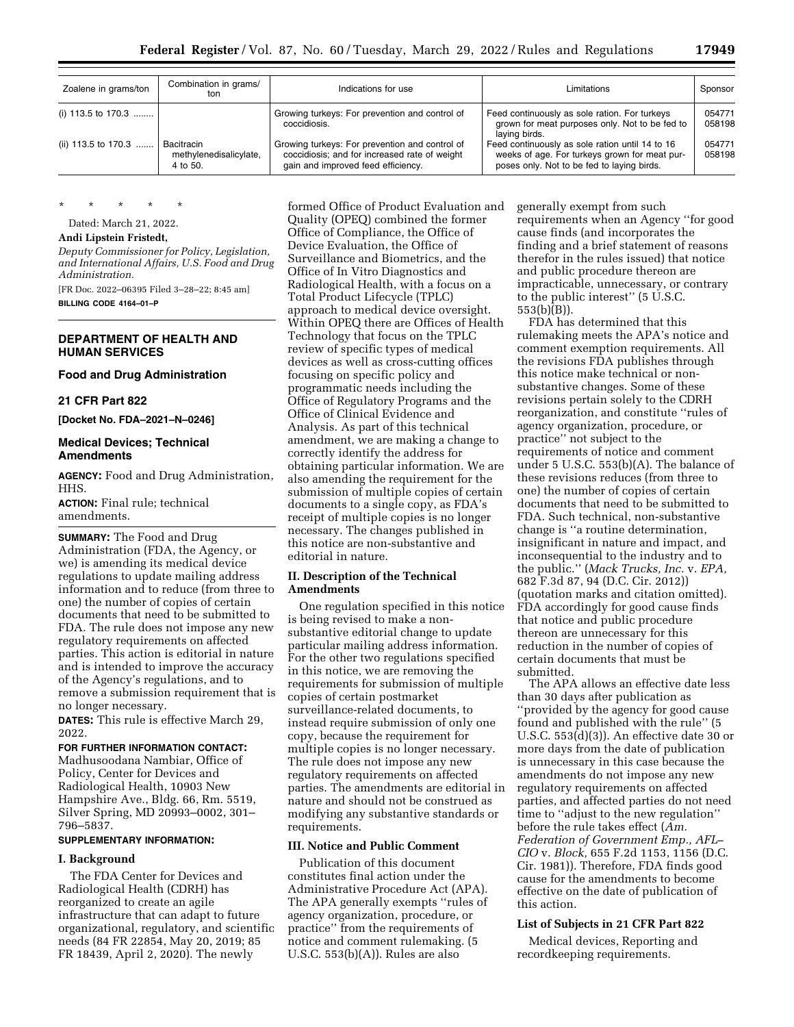| Zoalene in grams/ton | Combination in grams/ton | Indications for use | Limitations | Sponsor |
|---|---|---|---|---|
| (i) 113.5 to 170.3 ........ | | Growing turkeys: For prevention and control of coccidiosis. | Feed continuously as sole ration. For turkeys grown for meat purposes only. Not to be fed to laying birds. | 054771 058198 |
| (ii) 113.5 to 170.3 ........ | Bacitracin methylenedisalicylate, 4 to 50. | Growing turkeys: For prevention and control of coccidiosis; and for increased rate of weight gain and improved feed efficiency. | Feed continuously as sole ration until 14 to 16 weeks of age. For turkeys grown for meat purposes only. Not to be fed to laying birds. | 054771 058198 |

\* \* \* \* \*

Dated: March 21, 2022.

**Andi Lipstein Fristedt,**

*Deputy Commissioner for Policy, Legislation, and International Affairs, U.S. Food and Drug Administration.*

[FR Doc. 2022–06395 Filed 3–28–22; 8:45 am]

**BILLING CODE 4164–01–P**

## DEPARTMENT OF HEALTH AND HUMAN SERVICES

### Food and Drug Administration

### 21 CFR Part 822

**[Docket No. FDA–2021–N–0246]**

### Medical Devices; Technical Amendments

**AGENCY:** Food and Drug Administration, HHS.

**ACTION:** Final rule; technical amendments.

**SUMMARY:** The Food and Drug Administration (FDA, the Agency, or we) is amending its medical device regulations to update mailing address information and to reduce (from three to one) the number of copies of certain documents that need to be submitted to FDA. The rule does not impose any new regulatory requirements on affected parties. This action is editorial in nature and is intended to improve the accuracy of the Agency's regulations, and to remove a submission requirement that is no longer necessary.

**DATES:** This rule is effective March 29, 2022.

**FOR FURTHER INFORMATION CONTACT:** Madhusoodana Nambiar, Office of Policy, Center for Devices and Radiological Health, 10903 New Hampshire Ave., Bldg. 66, Rm. 5519, Silver Spring, MD 20993–0002, 301–796–5837.

**SUPPLEMENTARY INFORMATION:**

### I. Background

The FDA Center for Devices and Radiological Health (CDRH) has reorganized to create an agile infrastructure that can adapt to future organizational, regulatory, and scientific needs (84 FR 22854, May 20, 2019; 85 FR 18439, April 2, 2020). The newly formed Office of Product Evaluation and Quality (OPEQ) combined the former Office of Compliance, the Office of Device Evaluation, the Office of Surveillance and Biometrics, and the Office of In Vitro Diagnostics and Radiological Health, with a focus on a Total Product Lifecycle (TPLC) approach to medical device oversight. Within OPEQ there are Offices of Health Technology that focus on the TPLC review of specific types of medical devices as well as cross-cutting offices focusing on specific policy and programmatic needs including the Office of Regulatory Programs and the Office of Clinical Evidence and Analysis. As part of this technical amendment, we are making a change to correctly identify the address for obtaining particular information. We are also amending the requirement for the submission of multiple copies of certain documents to a single copy, as FDA's receipt of multiple copies is no longer necessary. The changes published in this notice are non-substantive and editorial in nature.

### II. Description of the Technical Amendments

One regulation specified in this notice is being revised to make a non-substantive editorial change to update particular mailing address information. For the other two regulations specified in this notice, we are removing the requirements for submission of multiple copies of certain postmarket surveillance-related documents, to instead require submission of only one copy, because the requirement for multiple copies is no longer necessary. The rule does not impose any new regulatory requirements on affected parties. The amendments are editorial in nature and should not be construed as modifying any substantive standards or requirements.

### III. Notice and Public Comment

Publication of this document constitutes final action under the Administrative Procedure Act (APA). The APA generally exempts ''rules of agency organization, procedure, or practice'' from the requirements of notice and comment rulemaking. (5 U.S.C. 553(b)(A)). Rules are also generally exempt from such requirements when an Agency ''for good cause finds (and incorporates the finding and a brief statement of reasons therefor in the rules issued) that notice and public procedure thereon are impracticable, unnecessary, or contrary to the public interest'' (5 U.S.C. 553(b)(B)).

FDA has determined that this rulemaking meets the APA's notice and comment exemption requirements. All the revisions FDA publishes through this notice make technical or non-substantive changes. Some of these revisions pertain solely to the CDRH reorganization, and constitute ''rules of agency organization, procedure, or practice'' not subject to the requirements of notice and comment under 5 U.S.C. 553(b)(A). The balance of these revisions reduces (from three to one) the number of copies of certain documents that need to be submitted to FDA. Such technical, non-substantive change is ''a routine determination, insignificant in nature and impact, and inconsequential to the industry and to the public.'' (*Mack Trucks, Inc.* v. *EPA,* 682 F.3d 87, 94 (D.C. Cir. 2012)) (quotation marks and citation omitted). FDA accordingly for good cause finds that notice and public procedure thereon are unnecessary for this reduction in the number of copies of certain documents that must be submitted.

The APA allows an effective date less than 30 days after publication as ''provided by the agency for good cause found and published with the rule'' (5 U.S.C. 553(d)(3)). An effective date 30 or more days from the date of publication is unnecessary in this case because the amendments do not impose any new regulatory requirements on affected parties, and affected parties do not need time to ''adjust to the new regulation'' before the rule takes effect (*Am. Federation of Government Emp., AFL–CIO* v. *Block,* 655 F.2d 1153, 1156 (D.C. Cir. 1981)). Therefore, FDA finds good cause for the amendments to become effective on the date of publication of this action.

### List of Subjects in 21 CFR Part 822

Medical devices, Reporting and recordkeeping requirements.